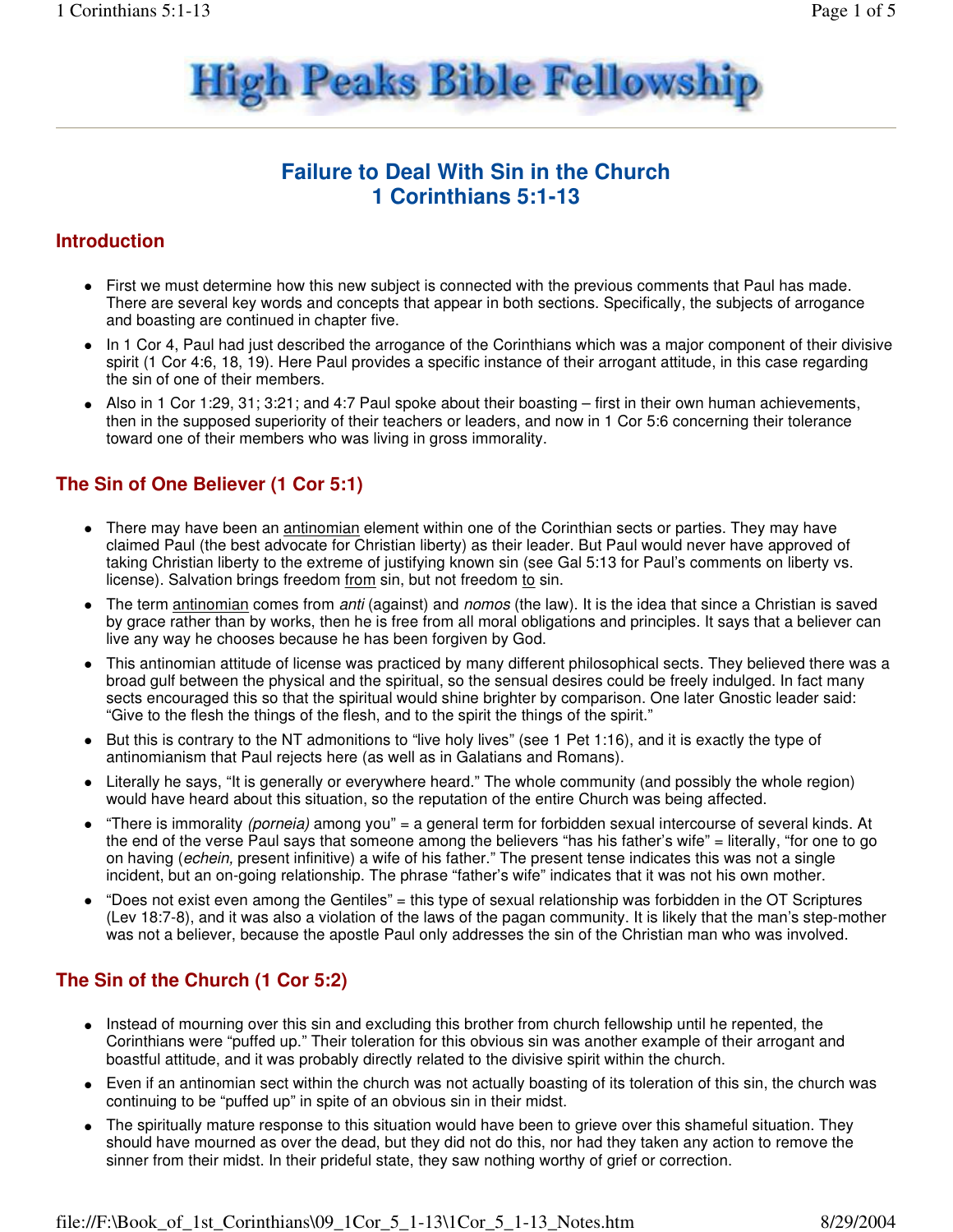# High Peaks Bible Fellowship

## Failure to Deal With Sin in the Church
## 1 Corinthians 5:1-13

### Introduction

- First we must determine how this new subject is connected with the previous comments that Paul has made. There are several key words and concepts that appear in both sections. Specifically, the subjects of arrogance and boasting are continued in chapter five.
- In 1 Cor 4, Paul had just described the arrogance of the Corinthians which was a major component of their divisive spirit (1 Cor 4:6, 18, 19). Here Paul provides a specific instance of their arrogant attitude, in this case regarding the sin of one of their members.
- Also in 1 Cor 1:29, 31; 3:21; and 4:7 Paul spoke about their boasting – first in their own human achievements, then in the supposed superiority of their teachers or leaders, and now in 1 Cor 5:6 concerning their tolerance toward one of their members who was living in gross immorality.

### The Sin of One Believer (1 Cor 5:1)

- There may have been an <u>antinomian</u> element within one of the Corinthian sects or parties. They may have claimed Paul (the best advocate for Christian liberty) as their leader. But Paul would never have approved of taking Christian liberty to the extreme of justifying known sin (see Gal 5:13 for Paul's comments on liberty vs. license). Salvation brings freedom <u>from</u> sin, but not freedom <u>to</u> sin.
- The term <u>antinomian</u> comes from *anti* (against) and *nomos* (the law). It is the idea that since a Christian is saved by grace rather than by works, then he is free from all moral obligations and principles. It says that a believer can live any way he chooses because he has been forgiven by God.
- This antinomian attitude of license was practiced by many different philosophical sects. They believed there was a broad gulf between the physical and the spiritual, so the sensual desires could be freely indulged. In fact many sects encouraged this so that the spiritual would shine brighter by comparison. One later Gnostic leader said: "Give to the flesh the things of the flesh, and to the spirit the things of the spirit."
- But this is contrary to the NT admonitions to "live holy lives" (see 1 Pet 1:16), and it is exactly the type of antinomianism that Paul rejects here (as well as in Galatians and Romans).
- Literally he says, "It is generally or everywhere heard." The whole community (and possibly the whole region) would have heard about this situation, so the reputation of the entire Church was being affected.
- "There is immorality *(porneia)* among you" = a general term for forbidden sexual intercourse of several kinds. At the end of the verse Paul says that someone among the believers "has his father's wife" = literally, "for one to go on having (*echein,* present infinitive) a wife of his father." The present tense indicates this was not a single incident, but an on-going relationship. The phrase "father's wife" indicates that it was not his own mother.
- "Does not exist even among the Gentiles" = this type of sexual relationship was forbidden in the OT Scriptures (Lev 18:7-8), and it was also a violation of the laws of the pagan community. It is likely that the man's step-mother was not a believer, because the apostle Paul only addresses the sin of the Christian man who was involved.

### The Sin of the Church (1 Cor 5:2)

- Instead of mourning over this sin and excluding this brother from church fellowship until he repented, the Corinthians were "puffed up." Their toleration for this obvious sin was another example of their arrogant and boastful attitude, and it was probably directly related to the divisive spirit within the church.
- Even if an antinomian sect within the church was not actually boasting of its toleration of this sin, the church was continuing to be "puffed up" in spite of an obvious sin in their midst.
- The spiritually mature response to this situation would have been to grieve over this shameful situation. They should have mourned as over the dead, but they did not do this, nor had they taken any action to remove the sinner from their midst. In their prideful state, they saw nothing worthy of grief or correction.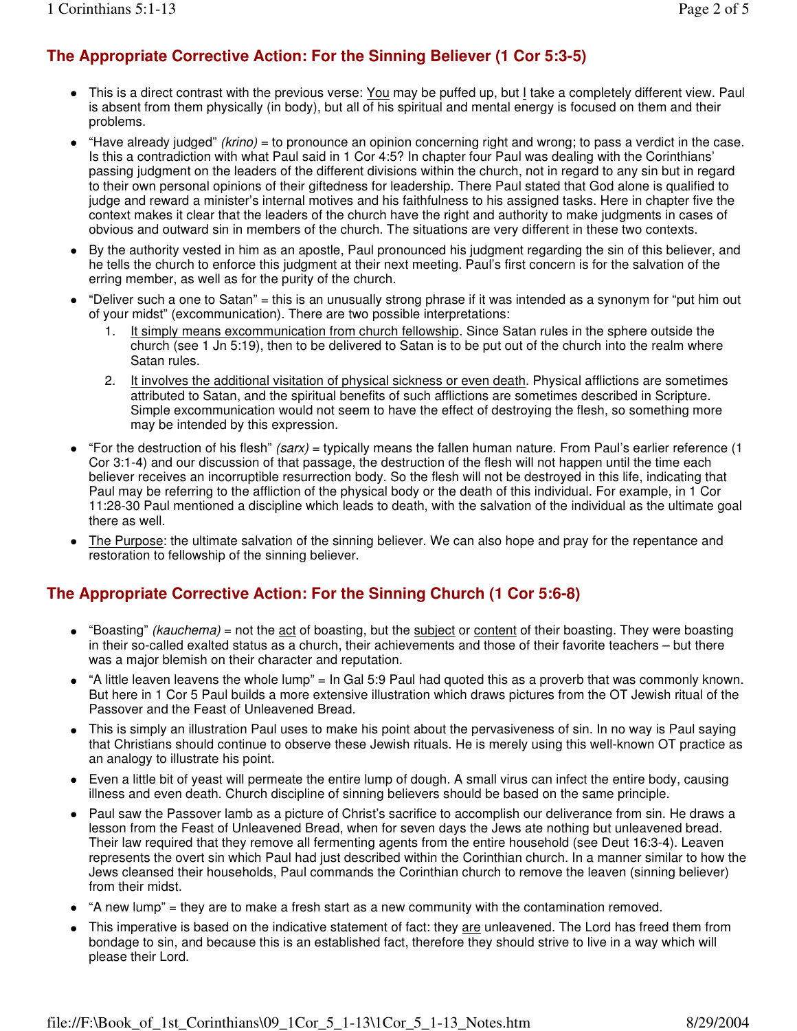## The Appropriate Corrective Action: For the Sinning Believer (1 Cor 5:3-5)

- This is a direct contrast with the previous verse: <u>You</u> may be puffed up, but <u>I</u> take a completely different view. Paul is absent from them physically (in body), but all of his spiritual and mental energy is focused on them and their problems.
- "Have already judged" *(krino)* = to pronounce an opinion concerning right and wrong; to pass a verdict in the case. Is this a contradiction with what Paul said in 1 Cor 4:5? In chapter four Paul was dealing with the Corinthians' passing judgment on the leaders of the different divisions within the church, not in regard to any sin but in regard to their own personal opinions of their giftedness for leadership. There Paul stated that God alone is qualified to judge and reward a minister's internal motives and his faithfulness to his assigned tasks. Here in chapter five the context makes it clear that the leaders of the church have the right and authority to make judgments in cases of obvious and outward sin in members of the church. The situations are very different in these two contexts.
- By the authority vested in him as an apostle, Paul pronounced his judgment regarding the sin of this believer, and he tells the church to enforce this judgment at their next meeting. Paul's first concern is for the salvation of the erring member, as well as for the purity of the church.
- "Deliver such a one to Satan" = this is an unusually strong phrase if it was intended as a synonym for "put him out of your midst" (excommunication). There are two possible interpretations:
  1. <u>It simply means excommunication from church fellowship</u>. Since Satan rules in the sphere outside the church (see 1 Jn 5:19), then to be delivered to Satan is to be put out of the church into the realm where Satan rules.
  2. <u>It involves the additional visitation of physical sickness or even death</u>. Physical afflictions are sometimes attributed to Satan, and the spiritual benefits of such afflictions are sometimes described in Scripture. Simple excommunication would not seem to have the effect of destroying the flesh, so something more may be intended by this expression.
- "For the destruction of his flesh" *(sarx)* = typically means the fallen human nature. From Paul's earlier reference (1 Cor 3:1-4) and our discussion of that passage, the destruction of the flesh will not happen until the time each believer receives an incorruptible resurrection body. So the flesh will not be destroyed in this life, indicating that Paul may be referring to the affliction of the physical body or the death of this individual. For example, in 1 Cor 11:28-30 Paul mentioned a discipline which leads to death, with the salvation of the individual as the ultimate goal there as well.
- <u>The Purpose</u>: the ultimate salvation of the sinning believer. We can also hope and pray for the repentance and restoration to fellowship of the sinning believer.

## The Appropriate Corrective Action: For the Sinning Church (1 Cor 5:6-8)

- "Boasting" *(kauchema)* = not the <u>act</u> of boasting, but the <u>subject</u> or <u>content</u> of their boasting. They were boasting in their so-called exalted status as a church, their achievements and those of their favorite teachers – but there was a major blemish on their character and reputation.
- "A little leaven leavens the whole lump" = In Gal 5:9 Paul had quoted this as a proverb that was commonly known. But here in 1 Cor 5 Paul builds a more extensive illustration which draws pictures from the OT Jewish ritual of the Passover and the Feast of Unleavened Bread.
- This is simply an illustration Paul uses to make his point about the pervasiveness of sin. In no way is Paul saying that Christians should continue to observe these Jewish rituals. He is merely using this well-known OT practice as an analogy to illustrate his point.
- Even a little bit of yeast will permeate the entire lump of dough. A small virus can infect the entire body, causing illness and even death. Church discipline of sinning believers should be based on the same principle.
- Paul saw the Passover lamb as a picture of Christ's sacrifice to accomplish our deliverance from sin. He draws a lesson from the Feast of Unleavened Bread, when for seven days the Jews ate nothing but unleavened bread. Their law required that they remove all fermenting agents from the entire household (see Deut 16:3-4). Leaven represents the overt sin which Paul had just described within the Corinthian church. In a manner similar to how the Jews cleansed their households, Paul commands the Corinthian church to remove the leaven (sinning believer) from their midst.
- "A new lump" = they are to make a fresh start as a new community with the contamination removed.
- This imperative is based on the indicative statement of fact: they <u>are</u> unleavened. The Lord has freed them from bondage to sin, and because this is an established fact, therefore they should strive to live in a way which will please their Lord.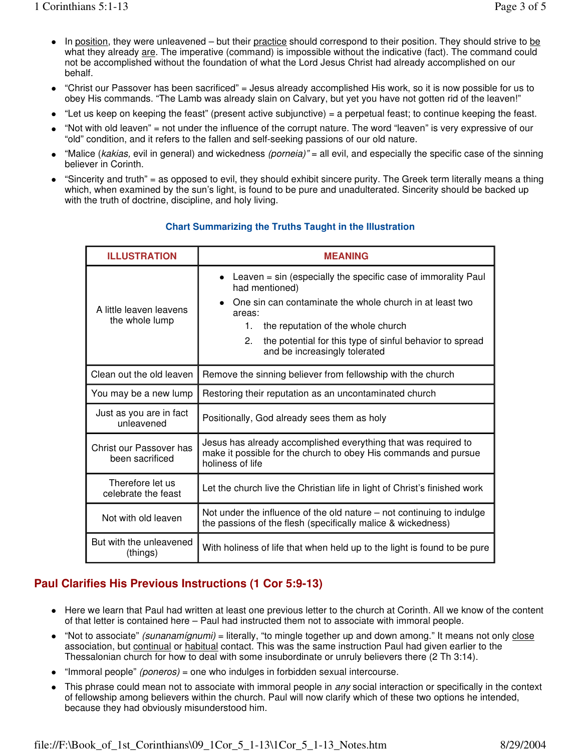- In <u>position</u>, they were unleavened – but their <u>practice</u> should correspond to their position. They should strive to <u>be</u> what they already <u>are</u>. The imperative (command) is impossible without the indicative (fact). The command could not be accomplished without the foundation of what the Lord Jesus Christ had already accomplished on our behalf.
- "Christ our Passover has been sacrificed" = Jesus already accomplished His work, so it is now possible for us to obey His commands. "The Lamb was already slain on Calvary, but yet you have not gotten rid of the leaven!"
- "Let us keep on keeping the feast" (present active subjunctive) = a perpetual feast; to continue keeping the feast.
- "Not with old leaven" = not under the influence of the corrupt nature. The word "leaven" is very expressive of our "old" condition, and it refers to the fallen and self-seeking passions of our old nature.
- "Malice (*kakias,* evil in general) and wickedness *(porneia)"* = all evil, and especially the specific case of the sinning believer in Corinth.
- "Sincerity and truth" = as opposed to evil, they should exhibit sincere purity. The Greek term literally means a thing which, when examined by the sun's light, is found to be pure and unadulterated. Sincerity should be backed up with the truth of doctrine, discipline, and holy living.

**Chart Summarizing the Truths Taught in the Illustration**

| ILLUSTRATION | MEANING |
|---|---|
| A little leaven leavens the whole lump | • Leaven = sin (especially the specific case of immorality Paul had mentioned)<br>• One sin can contaminate the whole church in at least two areas:<br>1. the reputation of the whole church<br>2. the potential for this type of sinful behavior to spread and be increasingly tolerated |
| Clean out the old leaven | Remove the sinning believer from fellowship with the church |
| You may be a new lump | Restoring their reputation as an uncontaminated church |
| Just as you are in fact unleavened | Positionally, God already sees them as holy |
| Christ our Passover has been sacrificed | Jesus has already accomplished everything that was required to make it possible for the church to obey His commands and pursue holiness of life |
| Therefore let us celebrate the feast | Let the church live the Christian life in light of Christ's finished work |
| Not with old leaven | Not under the influence of the old nature – not continuing to indulge the passions of the flesh (specifically malice & wickedness) |
| But with the unleavened (things) | With holiness of life that when held up to the light is found to be pure |

## Paul Clarifies His Previous Instructions (1 Cor 5:9-13)

- Here we learn that Paul had written at least one previous letter to the church at Corinth. All we know of the content of that letter is contained here – Paul had instructed them not to associate with immoral people.
- "Not to associate" *(sunanamígnumi)* = literally, "to mingle together up and down among." It means not only <u>close</u> association, but <u>continual</u> or <u>habitual</u> contact. This was the same instruction Paul had given earlier to the Thessalonian church for how to deal with some insubordinate or unruly believers there (2 Th 3:14).
- "Immoral people" *(poneros)* = one who indulges in forbidden sexual intercourse.
- This phrase could mean not to associate with immoral people in *any* social interaction or specifically in the context of fellowship among believers within the church. Paul will now clarify which of these two options he intended, because they had obviously misunderstood him.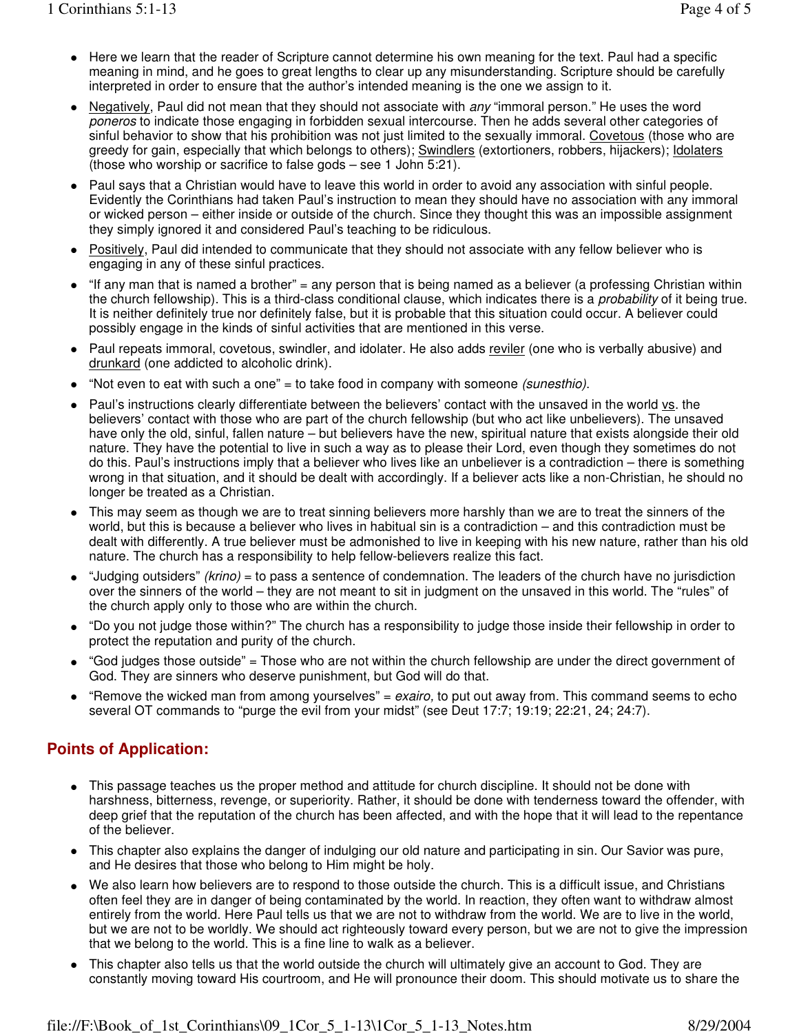- Here we learn that the reader of Scripture cannot determine his own meaning for the text. Paul had a specific meaning in mind, and he goes to great lengths to clear up any misunderstanding. Scripture should be carefully interpreted in order to ensure that the author's intended meaning is the one we assign to it.
- Negatively, Paul did not mean that they should not associate with *any* "immoral person." He uses the word *poneros* to indicate those engaging in forbidden sexual intercourse. Then he adds several other categories of sinful behavior to show that his prohibition was not just limited to the sexually immoral. Covetous (those who are greedy for gain, especially that which belongs to others); Swindlers (extortioners, robbers, hijackers); Idolaters (those who worship or sacrifice to false gods – see 1 John 5:21).
- Paul says that a Christian would have to leave this world in order to avoid any association with sinful people. Evidently the Corinthians had taken Paul's instruction to mean they should have no association with any immoral or wicked person – either inside or outside of the church. Since they thought this was an impossible assignment they simply ignored it and considered Paul's teaching to be ridiculous.
- Positively, Paul did intended to communicate that they should not associate with any fellow believer who is engaging in any of these sinful practices.
- "If any man that is named a brother" = any person that is being named as a believer (a professing Christian within the church fellowship). This is a third-class conditional clause, which indicates there is a *probability* of it being true. It is neither definitely true nor definitely false, but it is probable that this situation could occur. A believer could possibly engage in the kinds of sinful activities that are mentioned in this verse.
- Paul repeats immoral, covetous, swindler, and idolater. He also adds reviler (one who is verbally abusive) and drunkard (one addicted to alcoholic drink).
- "Not even to eat with such a one" = to take food in company with someone *(sunesthio).*
- Paul's instructions clearly differentiate between the believers' contact with the unsaved in the world vs. the believers' contact with those who are part of the church fellowship (but who act like unbelievers). The unsaved have only the old, sinful, fallen nature – but believers have the new, spiritual nature that exists alongside their old nature. They have the potential to live in such a way as to please their Lord, even though they sometimes do not do this. Paul's instructions imply that a believer who lives like an unbeliever is a contradiction – there is something wrong in that situation, and it should be dealt with accordingly. If a believer acts like a non-Christian, he should no longer be treated as a Christian.
- This may seem as though we are to treat sinning believers more harshly than we are to treat the sinners of the world, but this is because a believer who lives in habitual sin is a contradiction – and this contradiction must be dealt with differently. A true believer must be admonished to live in keeping with his new nature, rather than his old nature. The church has a responsibility to help fellow-believers realize this fact.
- "Judging outsiders" *(krino)* = to pass a sentence of condemnation. The leaders of the church have no jurisdiction over the sinners of the world – they are not meant to sit in judgment on the unsaved in this world. The "rules" of the church apply only to those who are within the church.
- "Do you not judge those within?" The church has a responsibility to judge those inside their fellowship in order to protect the reputation and purity of the church.
- "God judges those outside" = Those who are not within the church fellowship are under the direct government of God. They are sinners who deserve punishment, but God will do that.
- "Remove the wicked man from among yourselves" = *exairo,* to put out away from. This command seems to echo several OT commands to "purge the evil from your midst" (see Deut 17:7; 19:19; 22:21, 24; 24:7).

## Points of Application:

- This passage teaches us the proper method and attitude for church discipline. It should not be done with harshness, bitterness, revenge, or superiority. Rather, it should be done with tenderness toward the offender, with deep grief that the reputation of the church has been affected, and with the hope that it will lead to the repentance of the believer.
- This chapter also explains the danger of indulging our old nature and participating in sin. Our Savior was pure, and He desires that those who belong to Him might be holy.
- We also learn how believers are to respond to those outside the church. This is a difficult issue, and Christians often feel they are in danger of being contaminated by the world. In reaction, they often want to withdraw almost entirely from the world. Here Paul tells us that we are not to withdraw from the world. We are to live in the world, but we are not to be worldly. We should act righteously toward every person, but we are not to give the impression that we belong to the world. This is a fine line to walk as a believer.
- This chapter also tells us that the world outside the church will ultimately give an account to God. They are constantly moving toward His courtroom, and He will pronounce their doom. This should motivate us to share the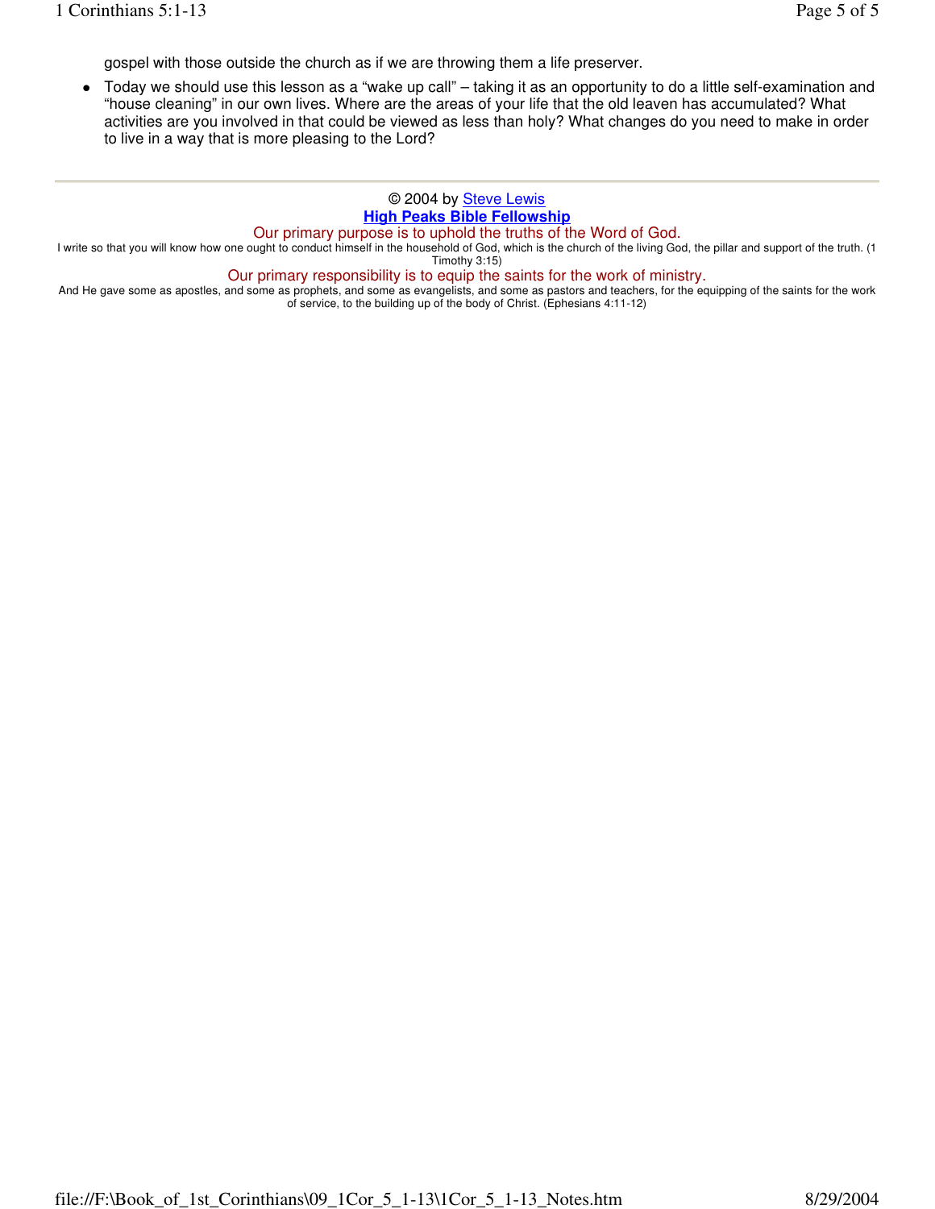gospel with those outside the church as if we are throwing them a life preserver.

- Today we should use this lesson as a "wake up call" – taking it as an opportunity to do a little self-examination and "house cleaning" in our own lives. Where are the areas of your life that the old leaven has accumulated? What activities are you involved in that could be viewed as less than holy? What changes do you need to make in order to live in a way that is more pleasing to the Lord?

---

© 2004 by Steve Lewis

**High Peaks Bible Fellowship**

Our primary purpose is to uphold the truths of the Word of God.

I write so that you will know how one ought to conduct himself in the household of God, which is the church of the living God, the pillar and support of the truth. (1 Timothy 3:15)

Our primary responsibility is to equip the saints for the work of ministry.

And He gave some as apostles, and some as prophets, and some as evangelists, and some as pastors and teachers, for the equipping of the saints for the work of service, to the building up of the body of Christ. (Ephesians 4:11-12)